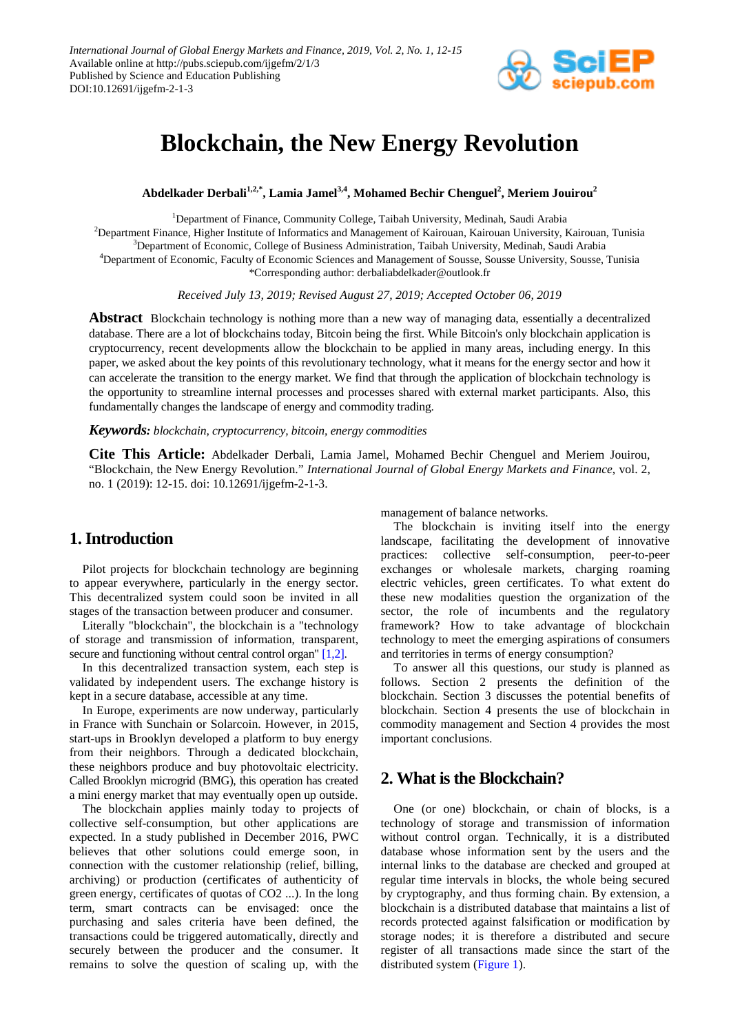International Journal of Global Energy Markets and Finance, 2019, Vol. 2, No. 1, 12-15
Available online at http://pubs.sciepub.com/ijgefm/2/1/3
Published by Science and Education Publishing
DOI:10.12691/ijgefm-2-1-3

# Blockchain, the New Energy Revolution

**Abdelkader Derbali[1,2,*], Lamia Jamel[3,4], Mohamed Bechir Chenguel[2], Meriem Jouirou[2]**

[1]Department of Finance, Community College, Taibah University, Medinah, Saudi Arabia
[2]Department Finance, Higher Institute of Informatics and Management of Kairouan, Kairouan University, Kairouan, Tunisia
[3]Department of Economic, College of Business Administration, Taibah University, Medinah, Saudi Arabia
[4]Department of Economic, Faculty of Economic Sciences and Management of Sousse, Sousse University, Sousse, Tunisia
*Corresponding author: derbaliabdelkader@outlook.fr

*Received July 13, 2019; Revised August 27, 2019; Accepted October 06, 2019*

**Abstract** Blockchain technology is nothing more than a new way of managing data, essentially a decentralized database. There are a lot of blockchains today, Bitcoin being the first. While Bitcoin's only blockchain application is cryptocurrency, recent developments allow the blockchain to be applied in many areas, including energy. In this paper, we asked about the key points of this revolutionary technology, what it means for the energy sector and how it can accelerate the transition to the energy market. We find that through the application of blockchain technology is the opportunity to streamline internal processes and processes shared with external market participants. Also, this fundamentally changes the landscape of energy and commodity trading.

***Keywords:*** *blockchain, cryptocurrency, bitcoin, energy commodities*

**Cite This Article:** Abdelkader Derbali, Lamia Jamel, Mohamed Bechir Chenguel and Meriem Jouirou, "Blockchain, the New Energy Revolution." *International Journal of Global Energy Markets and Finance*, vol. 2, no. 1 (2019): 12-15. doi: 10.12691/ijgefm-2-1-3.

## 1. Introduction

Pilot projects for blockchain technology are beginning to appear everywhere, particularly in the energy sector. This decentralized system could soon be invited in all stages of the transaction between producer and consumer.

Literally "blockchain", the blockchain is a "technology of storage and transmission of information, transparent, secure and functioning without central control organ" [1,2].

In this decentralized transaction system, each step is validated by independent users. The exchange history is kept in a secure database, accessible at any time.

In Europe, experiments are now underway, particularly in France with Sunchain or Solarcoin. However, in 2015, start-ups in Brooklyn developed a platform to buy energy from their neighbors. Through a dedicated blockchain, these neighbors produce and buy photovoltaic electricity. Called Brooklyn microgrid (BMG), this operation has created a mini energy market that may eventually open up outside.

The blockchain applies mainly today to projects of collective self-consumption, but other applications are expected. In a study published in December 2016, PWC believes that other solutions could emerge soon, in connection with the customer relationship (relief, billing, archiving) or production (certificates of authenticity of green energy, certificates of quotas of CO2 ...). In the long term, smart contracts can be envisaged: once the purchasing and sales criteria have been defined, the transactions could be triggered automatically, directly and securely between the producer and the consumer. It remains to solve the question of scaling up, with the management of balance networks.

The blockchain is inviting itself into the energy landscape, facilitating the development of innovative practices: collective self-consumption, peer-to-peer exchanges or wholesale markets, charging roaming electric vehicles, green certificates. To what extent do these new modalities question the organization of the sector, the role of incumbents and the regulatory framework? How to take advantage of blockchain technology to meet the emerging aspirations of consumers and territories in terms of energy consumption?

To answer all this questions, our study is planned as follows. Section 2 presents the definition of the blockchain. Section 3 discusses the potential benefits of blockchain. Section 4 presents the use of blockchain in commodity management and Section 4 provides the most important conclusions.

## 2. What is the Blockchain?

One (or one) blockchain, or chain of blocks, is a technology of storage and transmission of information without control organ. Technically, it is a distributed database whose information sent by the users and the internal links to the database are checked and grouped at regular time intervals in blocks, the whole being secured by cryptography, and thus forming chain. By extension, a blockchain is a distributed database that maintains a list of records protected against falsification or modification by storage nodes; it is therefore a distributed and secure register of all transactions made since the start of the distributed system (Figure 1).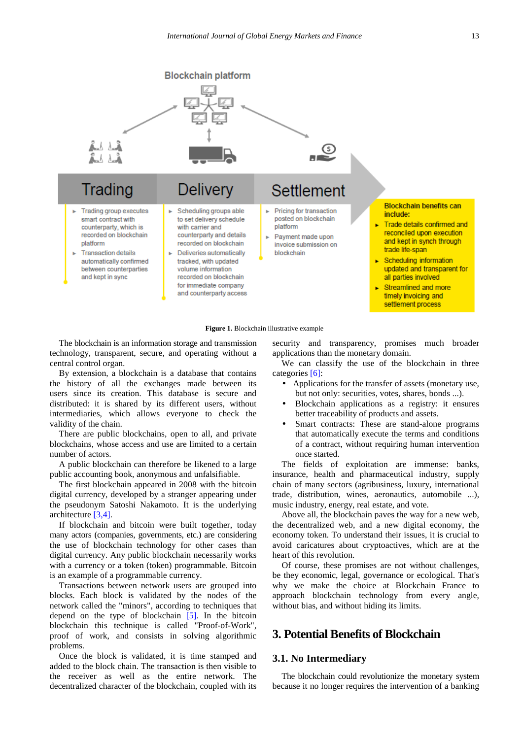**Figure 1.** Blockchain illustrative example

The blockchain is an information storage and transmission technology, transparent, secure, and operating without a central control organ.

By extension, a blockchain is a database that contains the history of all the exchanges made between its users since its creation. This database is secure and distributed: it is shared by its different users, without intermediaries, which allows everyone to check the validity of the chain.

There are public blockchains, open to all, and private blockchains, whose access and use are limited to a certain number of actors.

A public blockchain can therefore be likened to a large public accounting book, anonymous and unfalsifiable.

The first blockchain appeared in 2008 with the bitcoin digital currency, developed by a stranger appearing under the pseudonym Satoshi Nakamoto. It is the underlying architecture [3,4].

If blockchain and bitcoin were built together, today many actors (companies, governments, etc.) are considering the use of blockchain technology for other cases than digital currency. Any public blockchain necessarily works with a currency or a token (token) programmable. Bitcoin is an example of a programmable currency.

Transactions between network users are grouped into blocks. Each block is validated by the nodes of the network called the "minors", according to techniques that depend on the type of blockchain [5]. In the bitcoin blockchain this technique is called "Proof-of-Work", proof of work, and consists in solving algorithmic problems.

Once the block is validated, it is time stamped and added to the block chain. The transaction is then visible to the receiver as well as the entire network. The decentralized character of the blockchain, coupled with its security and transparency, promises much broader applications than the monetary domain.

We can classify the use of the blockchain in three categories [6]:

- Applications for the transfer of assets (monetary use, but not only: securities, votes, shares, bonds ...).
- Blockchain applications as a registry: it ensures better traceability of products and assets.
- Smart contracts: These are stand-alone programs that automatically execute the terms and conditions of a contract, without requiring human intervention once started.

The fields of exploitation are immense: banks, insurance, health and pharmaceutical industry, supply chain of many sectors (agribusiness, luxury, international trade, distribution, wines, aeronautics, automobile ...), music industry, energy, real estate, and vote.

Above all, the blockchain paves the way for a new web, the decentralized web, and a new digital economy, the economy token. To understand their issues, it is crucial to avoid caricatures about cryptoactives, which are at the heart of this revolution.

Of course, these promises are not without challenges, be they economic, legal, governance or ecological. That's why we make the choice at Blockchain France to approach blockchain technology from every angle, without bias, and without hiding its limits.

## 3. Potential Benefits of Blockchain

### 3.1. No Intermediary

The blockchain could revolutionize the monetary system because it no longer requires the intervention of a banking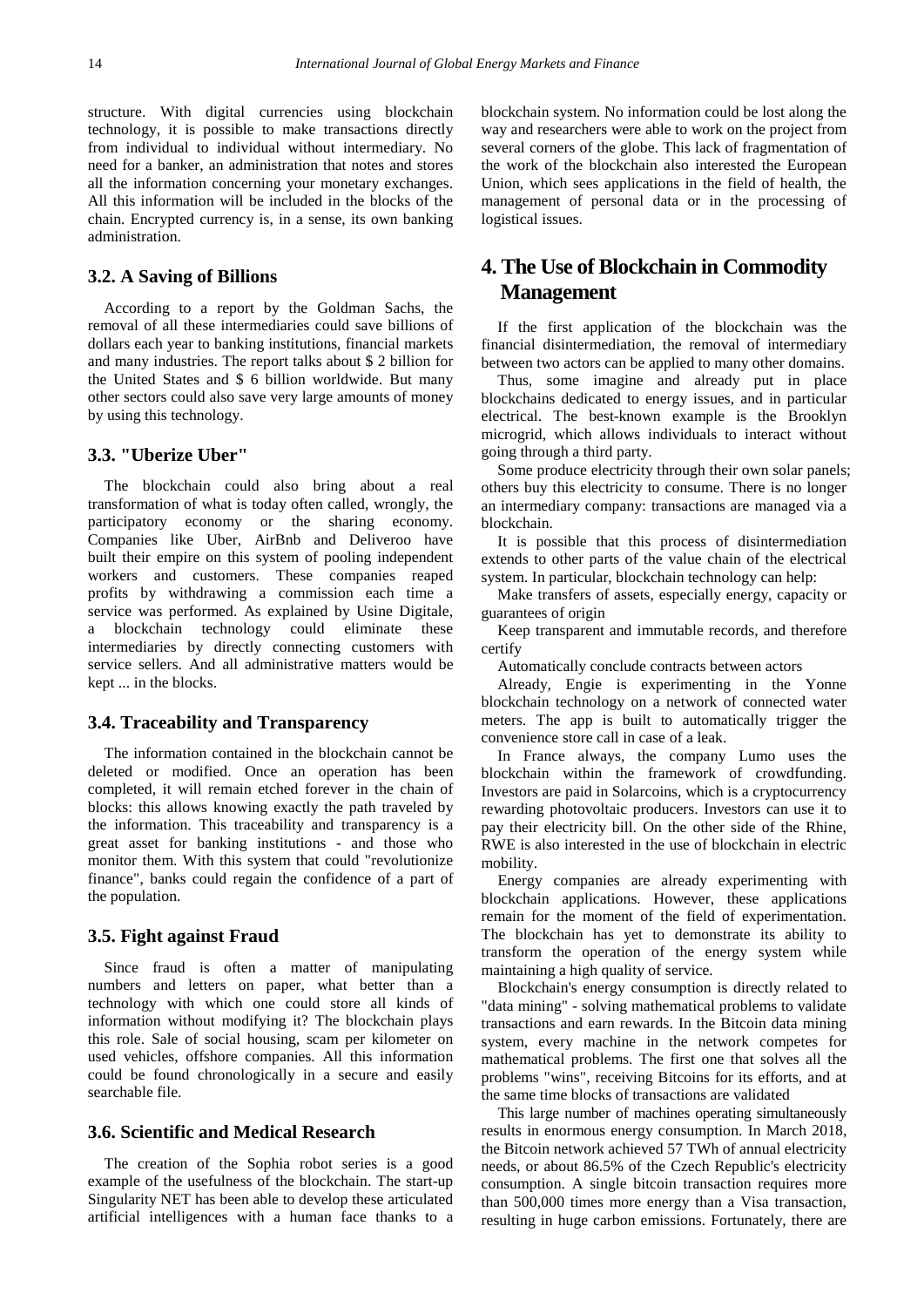structure. With digital currencies using blockchain technology, it is possible to make transactions directly from individual to individual without intermediary. No need for a banker, an administration that notes and stores all the information concerning your monetary exchanges. All this information will be included in the blocks of the chain. Encrypted currency is, in a sense, its own banking administration.

### 3.2. A Saving of Billions

According to a report by the Goldman Sachs, the removal of all these intermediaries could save billions of dollars each year to banking institutions, financial markets and many industries. The report talks about $ 2 billion for the United States and $ 6 billion worldwide. But many other sectors could also save very large amounts of money by using this technology.

### 3.3. "Uberize Uber"

The blockchain could also bring about a real transformation of what is today often called, wrongly, the participatory economy or the sharing economy. Companies like Uber, AirBnb and Deliveroo have built their empire on this system of pooling independent workers and customers. These companies reaped profits by withdrawing a commission each time a service was performed. As explained by Usine Digitale, a blockchain technology could eliminate these intermediaries by directly connecting customers with service sellers. And all administrative matters would be kept ... in the blocks.

### 3.4. Traceability and Transparency

The information contained in the blockchain cannot be deleted or modified. Once an operation has been completed, it will remain etched forever in the chain of blocks: this allows knowing exactly the path traveled by the information. This traceability and transparency is a great asset for banking institutions - and those who monitor them. With this system that could "revolutionize finance", banks could regain the confidence of a part of the population.

### 3.5. Fight against Fraud

Since fraud is often a matter of manipulating numbers and letters on paper, what better than a technology with which one could store all kinds of information without modifying it? The blockchain plays this role. Sale of social housing, scam per kilometer on used vehicles, offshore companies. All this information could be found chronologically in a secure and easily searchable file.

### 3.6. Scientific and Medical Research

The creation of the Sophia robot series is a good example of the usefulness of the blockchain. The start-up Singularity NET has been able to develop these articulated artificial intelligences with a human face thanks to a blockchain system. No information could be lost along the way and researchers were able to work on the project from several corners of the globe. This lack of fragmentation of the work of the blockchain also interested the European Union, which sees applications in the field of health, the management of personal data or in the processing of logistical issues.

## 4. The Use of Blockchain in Commodity Management

If the first application of the blockchain was the financial disintermediation, the removal of intermediary between two actors can be applied to many other domains.

Thus, some imagine and already put in place blockchains dedicated to energy issues, and in particular electrical. The best-known example is the Brooklyn microgrid, which allows individuals to interact without going through a third party.

Some produce electricity through their own solar panels; others buy this electricity to consume. There is no longer an intermediary company: transactions are managed via a blockchain.

It is possible that this process of disintermediation extends to other parts of the value chain of the electrical system. In particular, blockchain technology can help:

Make transfers of assets, especially energy, capacity or guarantees of origin

Keep transparent and immutable records, and therefore certify

Automatically conclude contracts between actors

Already, Engie is experimenting in the Yonne blockchain technology on a network of connected water meters. The app is built to automatically trigger the convenience store call in case of a leak.

In France always, the company Lumo uses the blockchain within the framework of crowdfunding. Investors are paid in Solarcoins, which is a cryptocurrency rewarding photovoltaic producers. Investors can use it to pay their electricity bill. On the other side of the Rhine, RWE is also interested in the use of blockchain in electric mobility.

Energy companies are already experimenting with blockchain applications. However, these applications remain for the moment of the field of experimentation. The blockchain has yet to demonstrate its ability to transform the operation of the energy system while maintaining a high quality of service.

Blockchain's energy consumption is directly related to "data mining" - solving mathematical problems to validate transactions and earn rewards. In the Bitcoin data mining system, every machine in the network competes for mathematical problems. The first one that solves all the problems "wins", receiving Bitcoins for its efforts, and at the same time blocks of transactions are validated

This large number of machines operating simultaneously results in enormous energy consumption. In March 2018, the Bitcoin network achieved 57 TWh of annual electricity needs, or about 86.5% of the Czech Republic's electricity consumption. A single bitcoin transaction requires more than 500,000 times more energy than a Visa transaction, resulting in huge carbon emissions. Fortunately, there are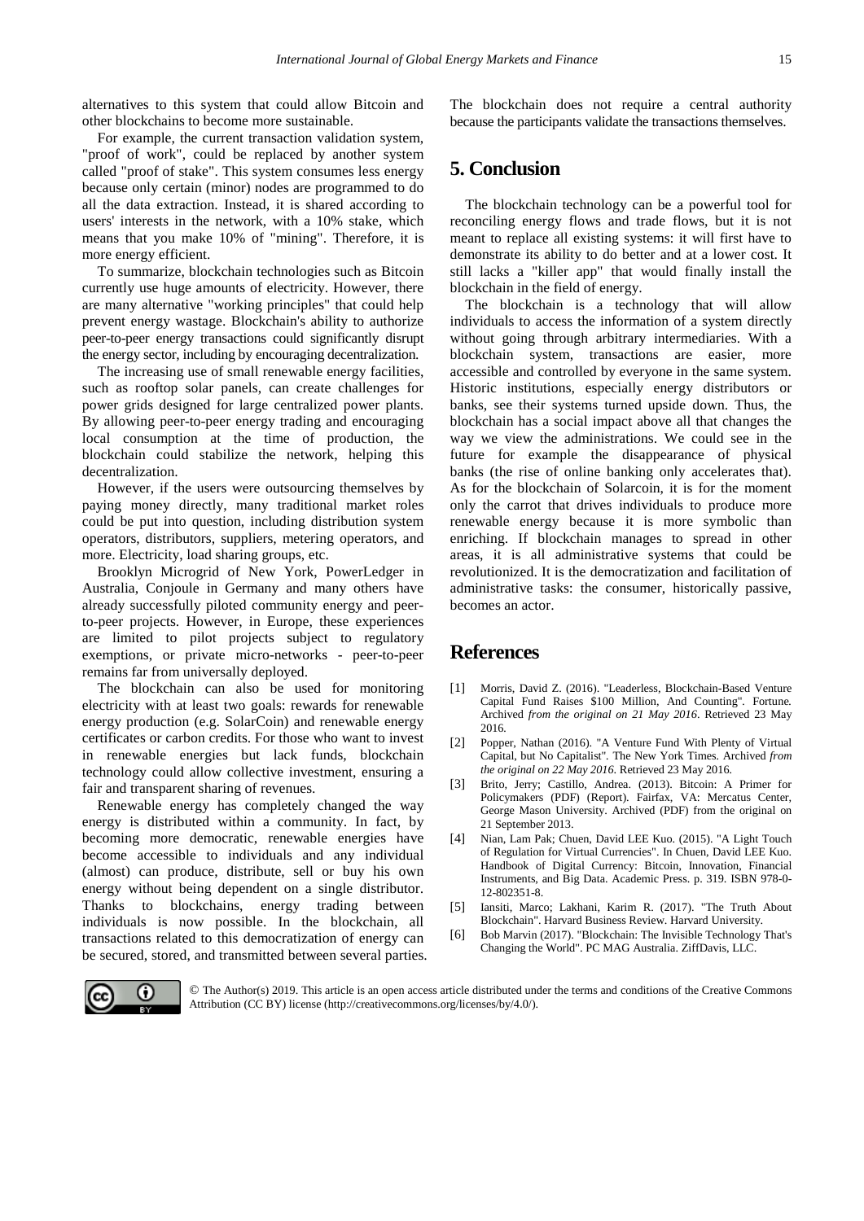alternatives to this system that could allow Bitcoin and other blockchains to become more sustainable.

For example, the current transaction validation system, "proof of work", could be replaced by another system called "proof of stake". This system consumes less energy because only certain (minor) nodes are programmed to do all the data extraction. Instead, it is shared according to users' interests in the network, with a 10% stake, which means that you make 10% of "mining". Therefore, it is more energy efficient.

To summarize, blockchain technologies such as Bitcoin currently use huge amounts of electricity. However, there are many alternative "working principles" that could help prevent energy wastage. Blockchain's ability to authorize peer-to-peer energy transactions could significantly disrupt the energy sector, including by encouraging decentralization.

The increasing use of small renewable energy facilities, such as rooftop solar panels, can create challenges for power grids designed for large centralized power plants. By allowing peer-to-peer energy trading and encouraging local consumption at the time of production, the blockchain could stabilize the network, helping this decentralization.

However, if the users were outsourcing themselves by paying money directly, many traditional market roles could be put into question, including distribution system operators, distributors, suppliers, metering operators, and more. Electricity, load sharing groups, etc.

Brooklyn Microgrid of New York, PowerLedger in Australia, Conjoule in Germany and many others have already successfully piloted community energy and peer-to-peer projects. However, in Europe, these experiences are limited to pilot projects subject to regulatory exemptions, or private micro-networks - peer-to-peer remains far from universally deployed.

The blockchain can also be used for monitoring electricity with at least two goals: rewards for renewable energy production (e.g. SolarCoin) and renewable energy certificates or carbon credits. For those who want to invest in renewable energies but lack funds, blockchain technology could allow collective investment, ensuring a fair and transparent sharing of revenues.

Renewable energy has completely changed the way energy is distributed within a community. In fact, by becoming more democratic, renewable energies have become accessible to individuals and any individual (almost) can produce, distribute, sell or buy his own energy without being dependent on a single distributor. Thanks to blockchains, energy trading between individuals is now possible. In the blockchain, all transactions related to this democratization of energy can be secured, stored, and transmitted between several parties. The blockchain does not require a central authority because the participants validate the transactions themselves.

## 5. Conclusion

The blockchain technology can be a powerful tool for reconciling energy flows and trade flows, but it is not meant to replace all existing systems: it will first have to demonstrate its ability to do better and at a lower cost. It still lacks a "killer app" that would finally install the blockchain in the field of energy.

The blockchain is a technology that will allow individuals to access the information of a system directly without going through arbitrary intermediaries. With a blockchain system, transactions are easier, more accessible and controlled by everyone in the same system. Historic institutions, especially energy distributors or banks, see their systems turned upside down. Thus, the blockchain has a social impact above all that changes the way we view the administrations. We could see in the future for example the disappearance of physical banks (the rise of online banking only accelerates that). As for the blockchain of Solarcoin, it is for the moment only the carrot that drives individuals to produce more renewable energy because it is more symbolic than enriching. If blockchain manages to spread in other areas, it is all administrative systems that could be revolutionized. It is the democratization and facilitation of administrative tasks: the consumer, historically passive, becomes an actor.

## References

[1] Morris, David Z. (2016). "Leaderless, Blockchain-Based Venture Capital Fund Raises $100 Million, And Counting". Fortune. Archived *from the original on 21 May 2016*. Retrieved 23 May 2016.

[2] Popper, Nathan (2016). "A Venture Fund With Plenty of Virtual Capital, but No Capitalist". The New York Times. Archived *from the original on 22 May 2016*. Retrieved 23 May 2016.

[3] Brito, Jerry; Castillo, Andrea. (2013). Bitcoin: A Primer for Policymakers (PDF) (Report). Fairfax, VA: Mercatus Center, George Mason University. Archived (PDF) from the original on 21 September 2013.

[4] Nian, Lam Pak; Chuen, David LEE Kuo. (2015). "A Light Touch of Regulation for Virtual Currencies". In Chuen, David LEE Kuo. Handbook of Digital Currency: Bitcoin, Innovation, Financial Instruments, and Big Data. Academic Press. p. 319. ISBN 978-0-12-802351-8.

[5] Iansiti, Marco; Lakhani, Karim R. (2017). "The Truth About Blockchain". Harvard Business Review. Harvard University.

[6] Bob Marvin (2017). "Blockchain: The Invisible Technology That's Changing the World". PC MAG Australia. ZiffDavis, LLC.

© The Author(s) 2019. This article is an open access article distributed under the terms and conditions of the Creative Commons Attribution (CC BY) license (http://creativecommons.org/licenses/by/4.0/).